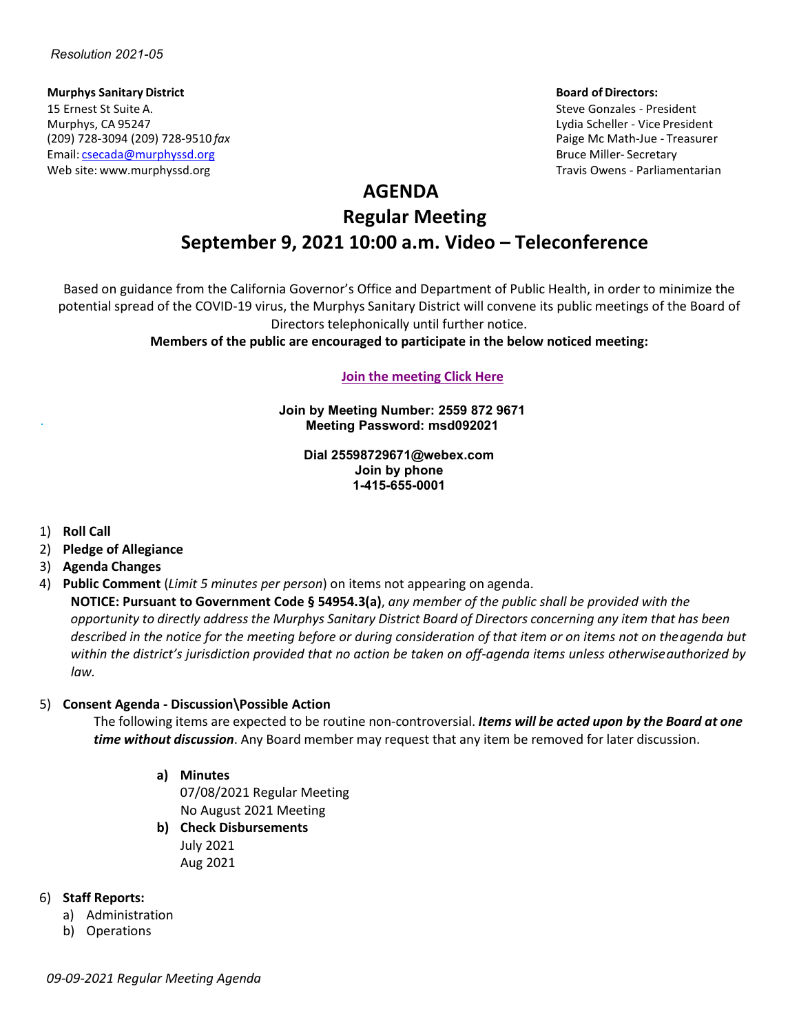*Resolution 2021-05*

**Murphys Sanitary District**
15 Ernest St Suite A.
Murphys, CA 95247
(209) 728-3094 (209) 728-9510 *fax*
Email: csecada@murphyssd.org
Web site: www.murphyssd.org

**Board of Directors:**
Steve Gonzales - President
Lydia Scheller - Vice President
Paige Mc Math-Jue - Treasurer
Bruce Miller- Secretary
Travis Owens - Parliamentarian

# AGENDA
## Regular Meeting
## September 9, 2021 10:00 a.m. Video – Teleconference

Based on guidance from the California Governor's Office and Department of Public Health, in order to minimize the potential spread of the COVID-19 virus, the Murphys Sanitary District will convene its public meetings of the Board of Directors telephonically until further notice.

**Members of the public are encouraged to participate in the below noticed meeting:**

**Join the meeting Click Here**

**Join by Meeting Number: 2559 872 9671**
**Meeting Password: msd092021**

**Dial 25598729671@webex.com**
**Join by phone**
**1-415-655-0001**

1) **Roll Call**
2) **Pledge of Allegiance**
3) **Agenda Changes**
4) **Public Comment** (*Limit 5 minutes per person*) on items not appearing on agenda.
   **NOTICE: Pursuant to Government Code § 54954.3(a)**, *any member of the public shall be provided with the opportunity to directly address the Murphys Sanitary District Board of Directors concerning any item that has been described in the notice for the meeting before or during consideration of that item or on items not on the agenda but within the district's jurisdiction provided that no action be taken on off-agenda items unless otherwise authorized by law.*

5) **Consent Agenda - Discussion\Possible Action**
   The following items are expected to be routine non-controversial. ***Items will be acted upon by the Board at one time without discussion***. Any Board member may request that any item be removed for later discussion.

   a) **Minutes**
      07/08/2021 Regular Meeting
      No August 2021 Meeting
   b) **Check Disbursements**
      July 2021
      Aug 2021

6) **Staff Reports:**
   a) Administration
   b) Operations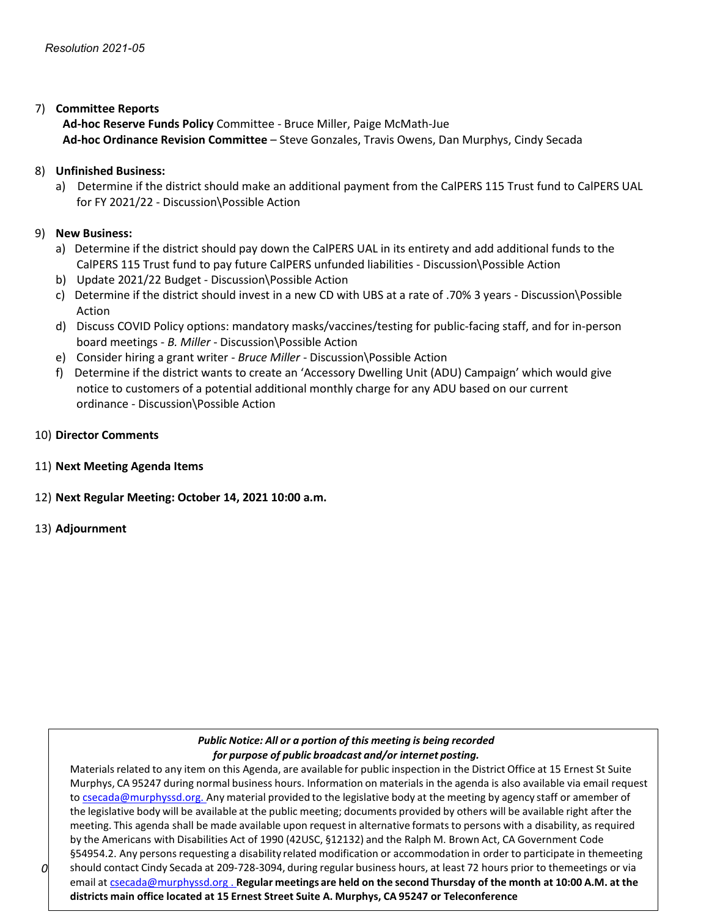7) **Committee Reports**
   **Ad-hoc Reserve Funds Policy** Committee - Bruce Miller, Paige McMath-Jue
   **Ad-hoc Ordinance Revision Committee** – Steve Gonzales, Travis Owens, Dan Murphys, Cindy Secada

8) **Unfinished Business:**
   a) Determine if the district should make an additional payment from the CalPERS 115 Trust fund to CalPERS UAL for FY 2021/22 - Discussion\Possible Action

9) **New Business:**
   a) Determine if the district should pay down the CalPERS UAL in its entirety and add additional funds to the CalPERS 115 Trust fund to pay future CalPERS unfunded liabilities - Discussion\Possible Action
   b) Update 2021/22 Budget - Discussion\Possible Action
   c) Determine if the district should invest in a new CD with UBS at a rate of .70% 3 years - Discussion\Possible Action
   d) Discuss COVID Policy options: mandatory masks/vaccines/testing for public-facing staff, and for in-person board meetings - *B. Miller* - Discussion\Possible Action
   e) Consider hiring a grant writer - *Bruce Miller* - Discussion\Possible Action
   f) Determine if the district wants to create an 'Accessory Dwelling Unit (ADU) Campaign' which would give notice to customers of a potential additional monthly charge for any ADU based on our current ordinance - Discussion\Possible Action

10) **Director Comments**

11) **Next Meeting Agenda Items**

12) **Next Regular Meeting: October 14, 2021 10:00 a.m.**

13) **Adjournment**

***Public Notice: All or a portion of this meeting is being recorded for purpose of public broadcast and/or internet posting.***

Materials related to any item on this Agenda, are available for public inspection in the District Office at 15 Ernest St Suite Murphys, CA 95247 during normal business hours. Information on materials in the agenda is also available via email request to csecada@murphyssd.org. Any material provided to the legislative body at the meeting by agency staff or amember of the legislative body will be available at the public meeting; documents provided by others will be available right after the meeting. This agenda shall be made available upon request in alternative formats to persons with a disability, as required by the Americans with Disabilities Act of 1990 (42USC, §12132) and the Ralph M. Brown Act, CA Government Code §54954.2. Any persons requesting a disability related modification or accommodation in order to participate in themeeting should contact Cindy Secada at 209-728-3094, during regular business hours, at least 72 hours prior to themeetings or via email at csecada@murphyssd.org . **Regular meetings are held on the second Thursday of the month at 10:00 A.M. at the districts main office located at 15 Ernest Street Suite A. Murphys, CA 95247 or Teleconference**